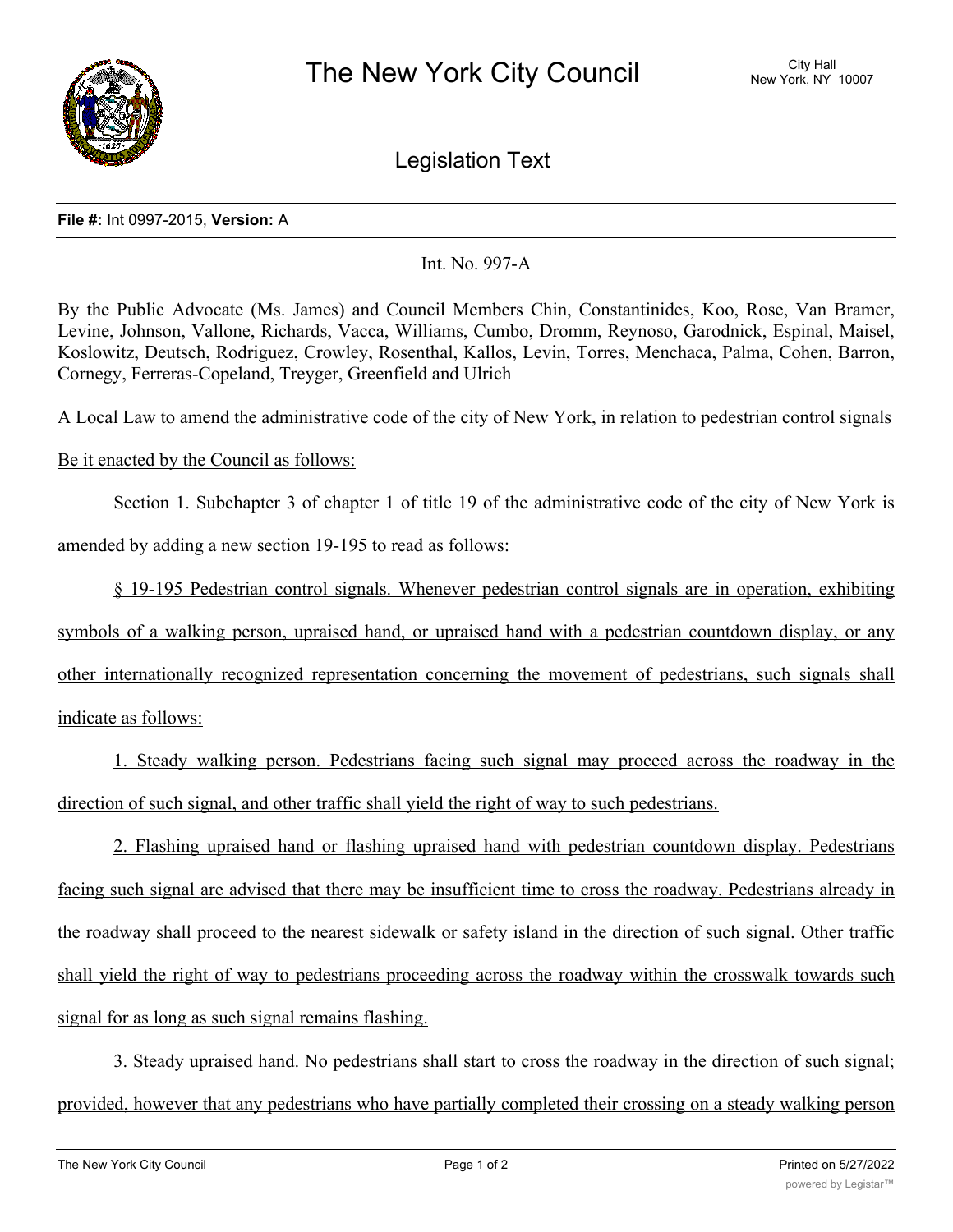# The New York City Council

City Hall
New York, NY 10007

## Legislation Text

**File #:** Int 0997-2015, **Version:** A

Int. No. 997-A

By the Public Advocate (Ms. James) and Council Members Chin, Constantinides, Koo, Rose, Van Bramer, Levine, Johnson, Vallone, Richards, Vacca, Williams, Cumbo, Dromm, Reynoso, Garodnick, Espinal, Maisel, Koslowitz, Deutsch, Rodriguez, Crowley, Rosenthal, Kallos, Levin, Torres, Menchaca, Palma, Cohen, Barron, Cornegy, Ferreras-Copeland, Treyger, Greenfield and Ulrich

A Local Law to amend the administrative code of the city of New York, in relation to pedestrian control signals

Be it enacted by the Council as follows:

Section 1. Subchapter 3 of chapter 1 of title 19 of the administrative code of the city of New York is amended by adding a new section 19-195 to read as follows:

§ 19-195 Pedestrian control signals. Whenever pedestrian control signals are in operation, exhibiting symbols of a walking person, upraised hand, or upraised hand with a pedestrian countdown display, or any other internationally recognized representation concerning the movement of pedestrians, such signals shall indicate as follows:

1. Steady walking person. Pedestrians facing such signal may proceed across the roadway in the direction of such signal, and other traffic shall yield the right of way to such pedestrians.

2. Flashing upraised hand or flashing upraised hand with pedestrian countdown display. Pedestrians facing such signal are advised that there may be insufficient time to cross the roadway. Pedestrians already in the roadway shall proceed to the nearest sidewalk or safety island in the direction of such signal. Other traffic shall yield the right of way to pedestrians proceeding across the roadway within the crosswalk towards such signal for as long as such signal remains flashing.

3. Steady upraised hand. No pedestrians shall start to cross the roadway in the direction of such signal; provided, however that any pedestrians who have partially completed their crossing on a steady walking person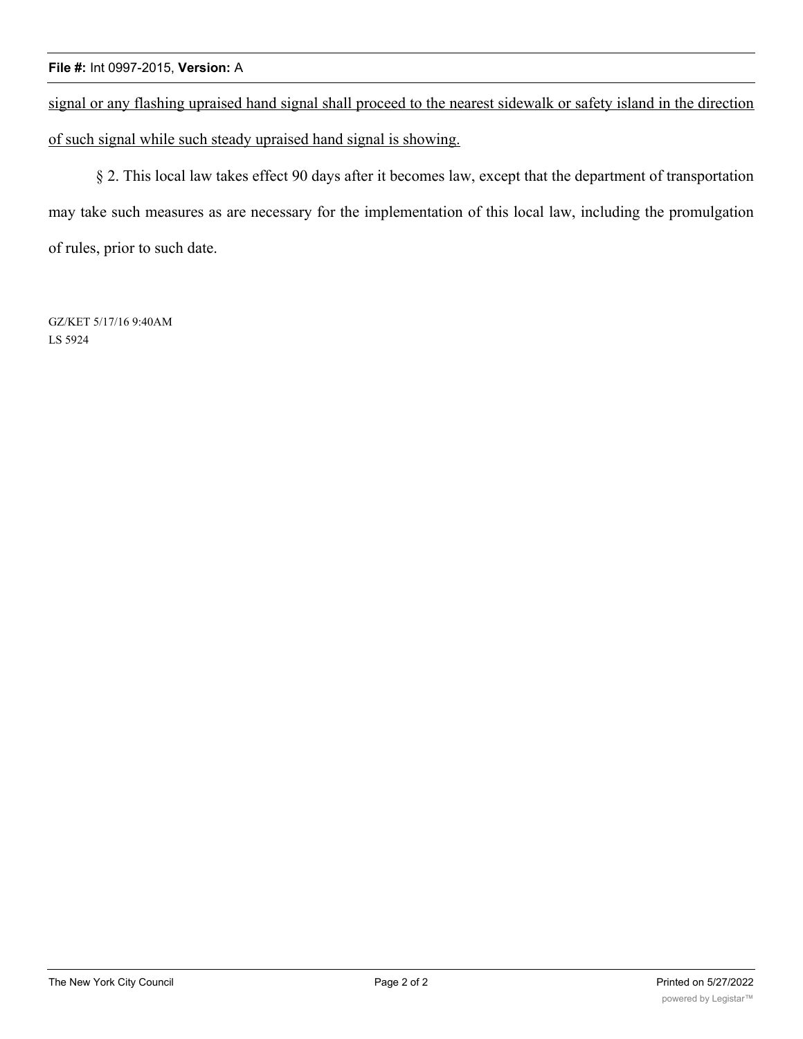signal or any flashing upraised hand signal shall proceed to the nearest sidewalk or safety island in the direction of such signal while such steady upraised hand signal is showing.

§ 2. This local law takes effect 90 days after it becomes law, except that the department of transportation may take such measures as are necessary for the implementation of this local law, including the promulgation of rules, prior to such date.

GZ/KET 5/17/16 9:40AM
LS 5924